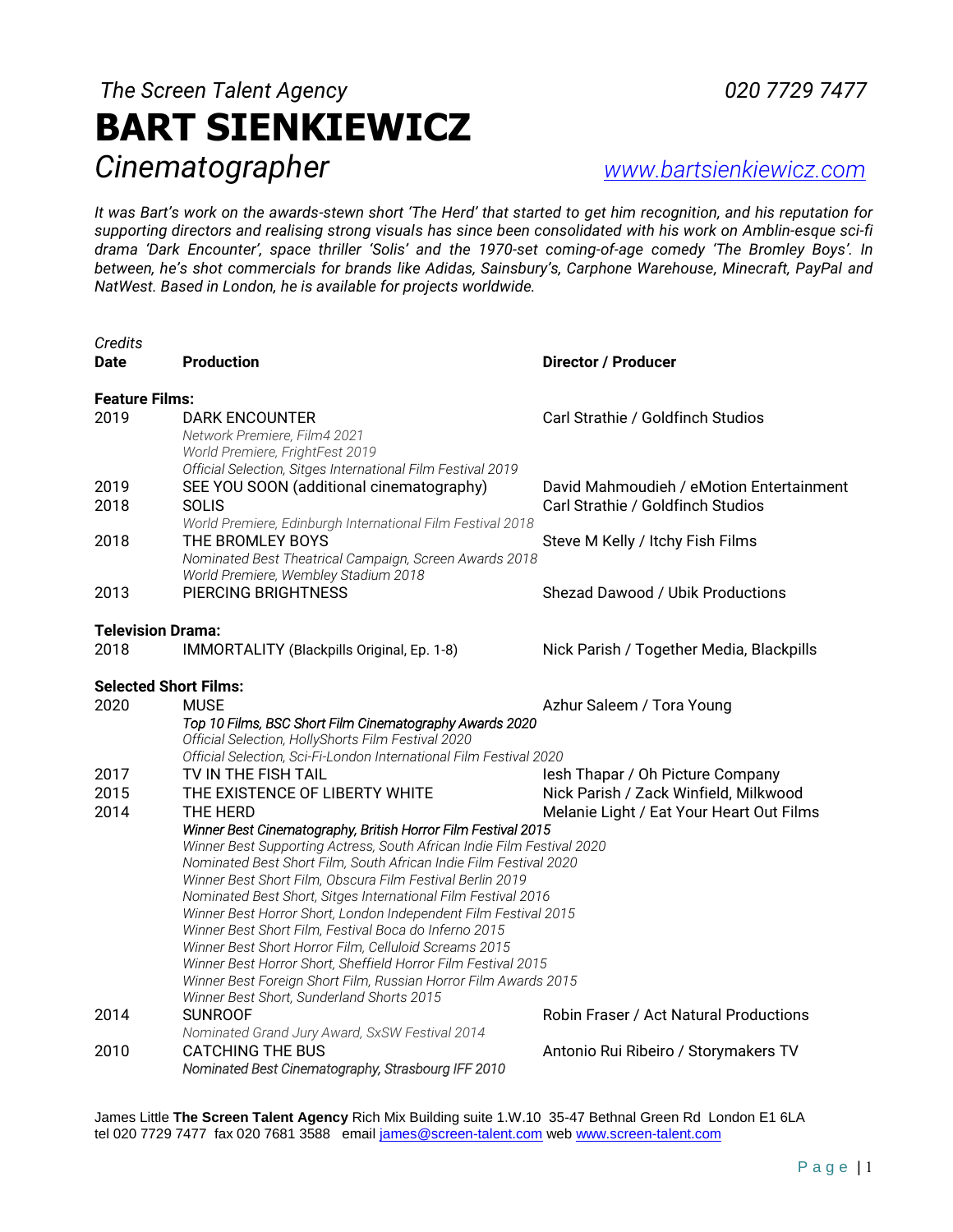*The Screen Talent Agency* *020 7729 7477*

# BART SIENKIEWICZ

*Cinematographer* [www.bartsienkiewicz.com](http://www.bartsienkiewicz.com)

*It was Bart's work on the awards-stewn short 'The Herd' that started to get him recognition, and his reputation for supporting directors and realising strong visuals has since been consolidated with his work on Amblin-esque sci-fi drama 'Dark Encounter', space thriller 'Solis' and the 1970-set coming-of-age comedy 'The Bromley Boys'. In between, he's shot commercials for brands like Adidas, Sainsbury's, Carphone Warehouse, Minecraft, PayPal and NatWest. Based in London, he is available for projects worldwide.*

*Credits*

| Date | Production | Director / Producer |
|---|---|---|
| **Feature Films:** | | |
| 2019 | DARK ENCOUNTER<br>*Network Premiere, Film4 2021*<br>*World Premiere, FrightFest 2019*<br>*Official Selection, Sitges International Film Festival 2019* | Carl Strathie / Goldfinch Studios |
| 2019 | SEE YOU SOON (additional cinematography) | David Mahmoudieh / eMotion Entertainment |
| 2018 | SOLIS<br>*World Premiere, Edinburgh International Film Festival 2018* | Carl Strathie / Goldfinch Studios |
| 2018 | THE BROMLEY BOYS<br>*Nominated Best Theatrical Campaign, Screen Awards 2018*<br>*World Premiere, Wembley Stadium 2018* | Steve M Kelly / Itchy Fish Films |
| 2013 | PIERCING BRIGHTNESS | Shezad Dawood / Ubik Productions |
| **Television Drama:** | | |
| 2018 | IMMORTALITY (Blackpills Original, Ep. 1-8) | Nick Parish / Together Media, Blackpills |
| **Selected Short Films:** | | |
| 2020 | MUSE<br>***Top 10 Films, BSC Short Film Cinematography Awards 2020***<br>*Official Selection, HollyShorts Film Festival 2020*<br>*Official Selection, Sci-Fi-London International Film Festival 2020* | Azhur Saleem / Tora Young |
| 2017 | TV IN THE FISH TAIL | Iesh Thapar / Oh Picture Company |
| 2015 | THE EXISTENCE OF LIBERTY WHITE | Nick Parish / Zack Winfield, Milkwood |
| 2014 | THE HERD<br>***Winner Best Cinematography, British Horror Film Festival 2015***<br>*Winner Best Supporting Actress, South African Indie Film Festival 2020*<br>*Nominated Best Short Film, South African Indie Film Festival 2020*<br>*Winner Best Short Film, Obscura Film Festival Berlin 2019*<br>*Nominated Best Short, Sitges International Film Festival 2016*<br>*Winner Best Horror Short, London Independent Film Festival 2015*<br>*Winner Best Short Film, Festival Boca do Inferno 2015*<br>*Winner Best Short Horror Film, Celluloid Screams 2015*<br>*Winner Best Horror Short, Sheffield Horror Film Festival 2015*<br>*Winner Best Foreign Short Film, Russian Horror Film Awards 2015*<br>*Winner Best Short, Sunderland Shorts 2015* | Melanie Light / Eat Your Heart Out Films |
| 2014 | SUNROOF<br>*Nominated Grand Jury Award, SxSW Festival 2014* | Robin Fraser / Act Natural Productions |
| 2010 | CATCHING THE BUS<br>***Nominated Best Cinematography, Strasbourg IFF 2010*** | Antonio Rui Ribeiro / Storymakers TV |

James Little **The Screen Talent Agency** Rich Mix Building suite 1.W.10 35-47 Bethnal Green Rd London E1 6LA
tel 020 7729 7477 fax 020 7681 3588 email [james@screen-talent.com](mailto:james@screen-talent.com) web [www.screen-talent.com](http://www.screen-talent.com)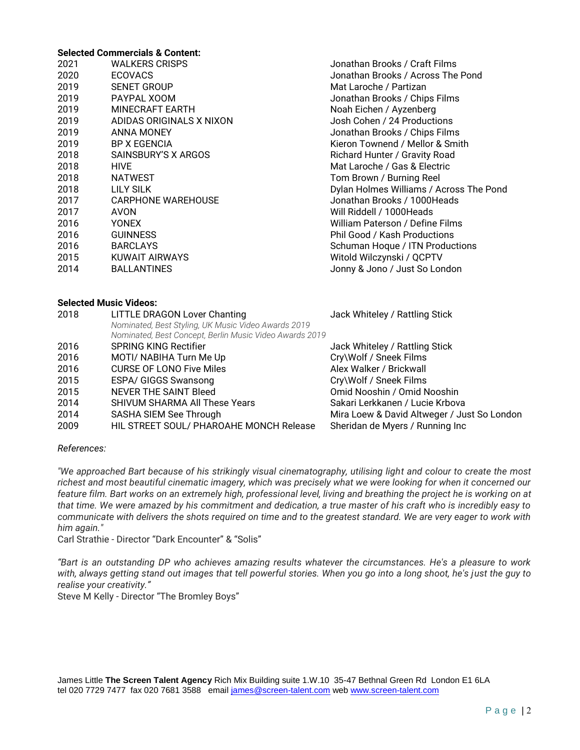**Selected Commercials & Content:**

| | | |
|---|---|---|
| 2021 | WALKERS CRISPS | Jonathan Brooks / Craft Films |
| 2020 | ECOVACS | Jonathan Brooks / Across The Pond |
| 2019 | SENET GROUP | Mat Laroche / Partizan |
| 2019 | PAYPAL XOOM | Jonathan Brooks / Chips Films |
| 2019 | MINECRAFT EARTH | Noah Eichen / Ayzenberg |
| 2019 | ADIDAS ORIGINALS X NIXON | Josh Cohen / 24 Productions |
| 2019 | ANNA MONEY | Jonathan Brooks / Chips Films |
| 2019 | BP X EGENCIA | Kieron Townend / Mellor & Smith |
| 2018 | SAINSBURY'S X ARGOS | Richard Hunter / Gravity Road |
| 2018 | HIVE | Mat Laroche / Gas & Electric |
| 2018 | NATWEST | Tom Brown / Burning Reel |
| 2018 | LILY SILK | Dylan Holmes Williams / Across The Pond |
| 2017 | CARPHONE WAREHOUSE | Jonathan Brooks / 1000Heads |
| 2017 | AVON | Will Riddell / 1000Heads |
| 2016 | YONEX | William Paterson / Define Films |
| 2016 | GUINNESS | Phil Good / Kash Productions |
| 2016 | BARCLAYS | Schuman Hoque / ITN Productions |
| 2015 | KUWAIT AIRWAYS | Witold Wilczynski / QCPTV |
| 2014 | BALLANTINES | Jonny & Jono / Just So London |

**Selected Music Videos:**

| | | |
|---|---|---|
| 2018 | LITTLE DRAGON Lover Chanting<br>*Nominated, Best Styling, UK Music Video Awards 2019*<br>*Nominated, Best Concept, Berlin Music Video Awards 2019* | Jack Whiteley / Rattling Stick |
| 2016 | SPRING KING Rectifier | Jack Whiteley / Rattling Stick |
| 2016 | MOTI/ NABIHA Turn Me Up | Cry\Wolf / Sneek Films |
| 2016 | CURSE OF LONO Five Miles | Alex Walker / Brickwall |
| 2015 | ESPA/ GIGGS Swansong | Cry\Wolf / Sneek Films |
| 2015 | NEVER THE SAINT Bleed | Omid Nooshin / Omid Nooshin |
| 2014 | SHIVUM SHARMA All These Years | Sakari Lerkkanen / Lucie Krbova |
| 2014 | SASHA SIEM See Through | Mira Loew & David Altweger / Just So London |
| 2009 | HIL STREET SOUL/ PHAROAHE MONCH Release | Sheridan de Myers / Running Inc |

*References:*

*"We approached Bart because of his strikingly visual cinematography, utilising light and colour to create the most richest and most beautiful cinematic imagery, which was precisely what we were looking for when it concerned our feature film. Bart works on an extremely high, professional level, living and breathing the project he is working on at that time. We were amazed by his commitment and dedication, a true master of his craft who is incredibly easy to communicate with delivers the shots required on time and to the greatest standard. We are very eager to work with him again."*

Carl Strathie - Director "Dark Encounter" & "Solis"

*"Bart is an outstanding DP who achieves amazing results whatever the circumstances. He's a pleasure to work with, always getting stand out images that tell powerful stories. When you go into a long shoot, he's just the guy to realise your creativity."*

Steve M Kelly - Director "The Bromley Boys"

James Little **The Screen Talent Agency** Rich Mix Building suite 1.W.10 35-47 Bethnal Green Rd London E1 6LA
tel 020 7729 7477 fax 020 7681 3588 email james@screen-talent.com web www.screen-talent.com